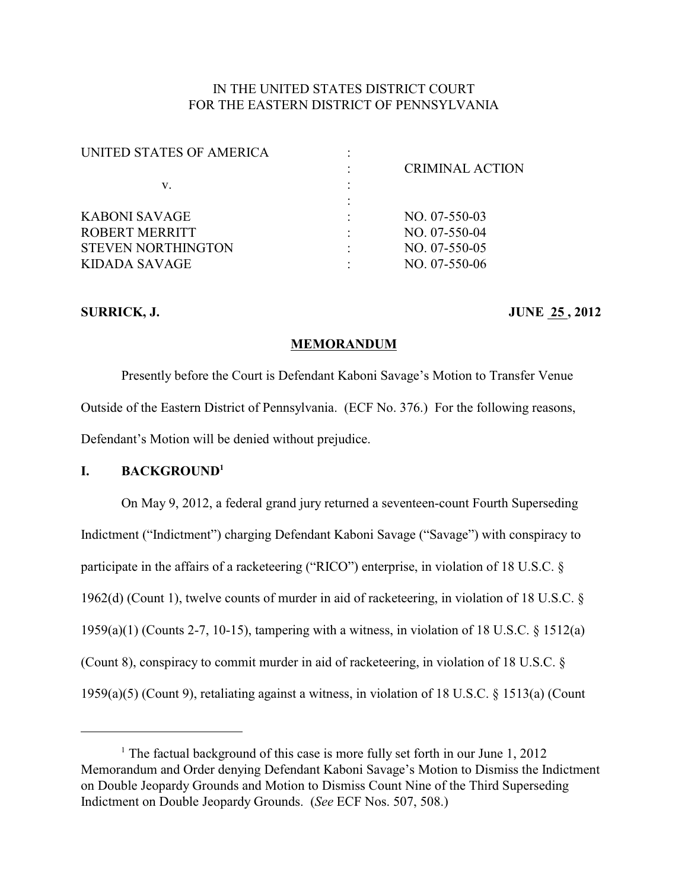IN THE UNITED STATES DISTRICT COURT
FOR THE EASTERN DISTRICT OF PENNSYLVANIA

| | | |
|---|---|---|
| UNITED STATES OF AMERICA | : | |
| | : | CRIMINAL ACTION |
| v. | : | |
| | : | |
| KABONI SAVAGE | : | NO. 07-550-03 |
| ROBERT MERRITT | : | NO. 07-550-04 |
| STEVEN NORTHINGTON | : | NO. 07-550-05 |
| KIDADA SAVAGE | : | NO. 07-550-06 |

**SURRICK, J.** **JUNE 25 , 2012**

**MEMORANDUM**

Presently before the Court is Defendant Kaboni Savage's Motion to Transfer Venue Outside of the Eastern District of Pennsylvania. (ECF No. 376.) For the following reasons, Defendant's Motion will be denied without prejudice.

## I. BACKGROUND[1]

On May 9, 2012, a federal grand jury returned a seventeen-count Fourth Superseding Indictment ("Indictment") charging Defendant Kaboni Savage ("Savage") with conspiracy to participate in the affairs of a racketeering ("RICO") enterprise, in violation of 18 U.S.C. § 1962(d) (Count 1), twelve counts of murder in aid of racketeering, in violation of 18 U.S.C. § 1959(a)(1) (Counts 2-7, 10-15), tampering with a witness, in violation of 18 U.S.C. § 1512(a) (Count 8), conspiracy to commit murder in aid of racketeering, in violation of 18 U.S.C. § 1959(a)(5) (Count 9), retaliating against a witness, in violation of 18 U.S.C. § 1513(a) (Count

---

[1] The factual background of this case is more fully set forth in our June 1, 2012 Memorandum and Order denying Defendant Kaboni Savage's Motion to Dismiss the Indictment on Double Jeopardy Grounds and Motion to Dismiss Count Nine of the Third Superseding Indictment on Double Jeopardy Grounds. (*See* ECF Nos. 507, 508.)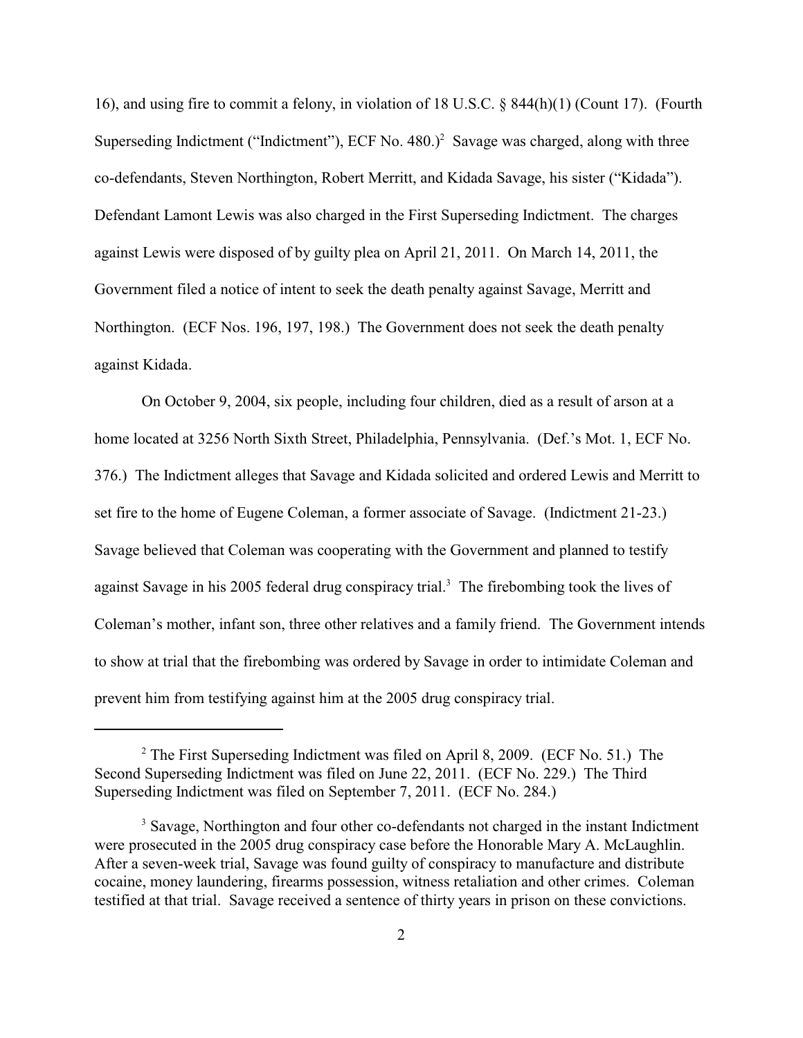16), and using fire to commit a felony, in violation of 18 U.S.C. § 844(h)(1) (Count 17). (Fourth Superseding Indictment ("Indictment"), ECF No. 480.)[2] Savage was charged, along with three co-defendants, Steven Northington, Robert Merritt, and Kidada Savage, his sister ("Kidada"). Defendant Lamont Lewis was also charged in the First Superseding Indictment. The charges against Lewis were disposed of by guilty plea on April 21, 2011. On March 14, 2011, the Government filed a notice of intent to seek the death penalty against Savage, Merritt and Northington. (ECF Nos. 196, 197, 198.) The Government does not seek the death penalty against Kidada.

On October 9, 2004, six people, including four children, died as a result of arson at a home located at 3256 North Sixth Street, Philadelphia, Pennsylvania. (Def.'s Mot. 1, ECF No. 376.) The Indictment alleges that Savage and Kidada solicited and ordered Lewis and Merritt to set fire to the home of Eugene Coleman, a former associate of Savage. (Indictment 21-23.) Savage believed that Coleman was cooperating with the Government and planned to testify against Savage in his 2005 federal drug conspiracy trial.[3] The firebombing took the lives of Coleman's mother, infant son, three other relatives and a family friend. The Government intends to show at trial that the firebombing was ordered by Savage in order to intimidate Coleman and prevent him from testifying against him at the 2005 drug conspiracy trial.

---

[2] The First Superseding Indictment was filed on April 8, 2009. (ECF No. 51.) The Second Superseding Indictment was filed on June 22, 2011. (ECF No. 229.) The Third Superseding Indictment was filed on September 7, 2011. (ECF No. 284.)

[3] Savage, Northington and four other co-defendants not charged in the instant Indictment were prosecuted in the 2005 drug conspiracy case before the Honorable Mary A. McLaughlin. After a seven-week trial, Savage was found guilty of conspiracy to manufacture and distribute cocaine, money laundering, firearms possession, witness retaliation and other crimes. Coleman testified at that trial. Savage received a sentence of thirty years in prison on these convictions.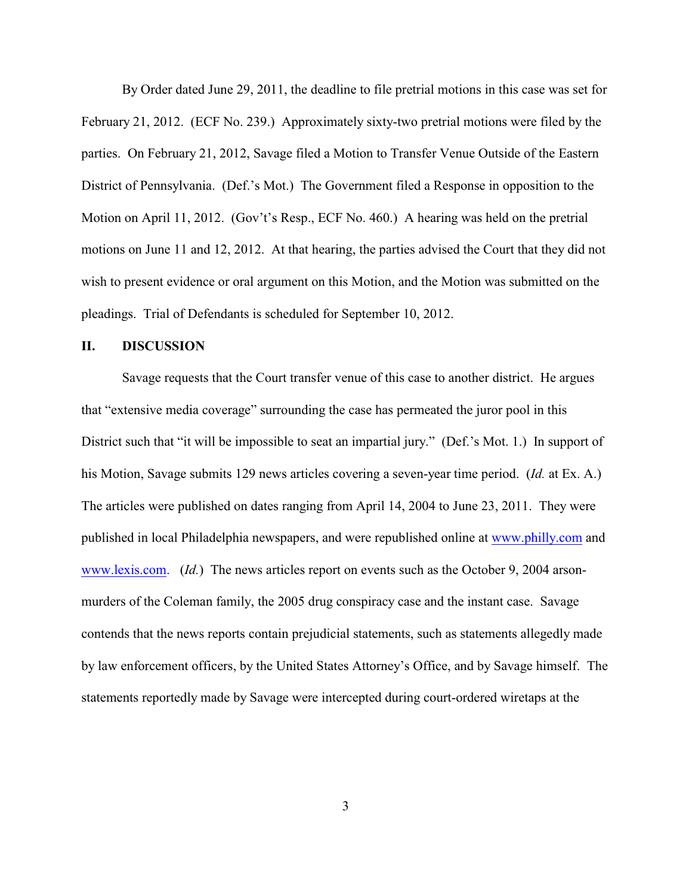By Order dated June 29, 2011, the deadline to file pretrial motions in this case was set for February 21, 2012. (ECF No. 239.) Approximately sixty-two pretrial motions were filed by the parties. On February 21, 2012, Savage filed a Motion to Transfer Venue Outside of the Eastern District of Pennsylvania. (Def.'s Mot.) The Government filed a Response in opposition to the Motion on April 11, 2012. (Gov't's Resp., ECF No. 460.) A hearing was held on the pretrial motions on June 11 and 12, 2012. At that hearing, the parties advised the Court that they did not wish to present evidence or oral argument on this Motion, and the Motion was submitted on the pleadings. Trial of Defendants is scheduled for September 10, 2012.

## II. DISCUSSION

Savage requests that the Court transfer venue of this case to another district. He argues that "extensive media coverage" surrounding the case has permeated the juror pool in this District such that "it will be impossible to seat an impartial jury." (Def.'s Mot. 1.) In support of his Motion, Savage submits 129 news articles covering a seven-year time period. (*Id.* at Ex. A.) The articles were published on dates ranging from April 14, 2004 to June 23, 2011. They were published in local Philadelphia newspapers, and were republished online at www.philly.com and www.lexis.com. (*Id.*) The news articles report on events such as the October 9, 2004 arson-murders of the Coleman family, the 2005 drug conspiracy case and the instant case. Savage contends that the news reports contain prejudicial statements, such as statements allegedly made by law enforcement officers, by the United States Attorney's Office, and by Savage himself. The statements reportedly made by Savage were intercepted during court-ordered wiretaps at the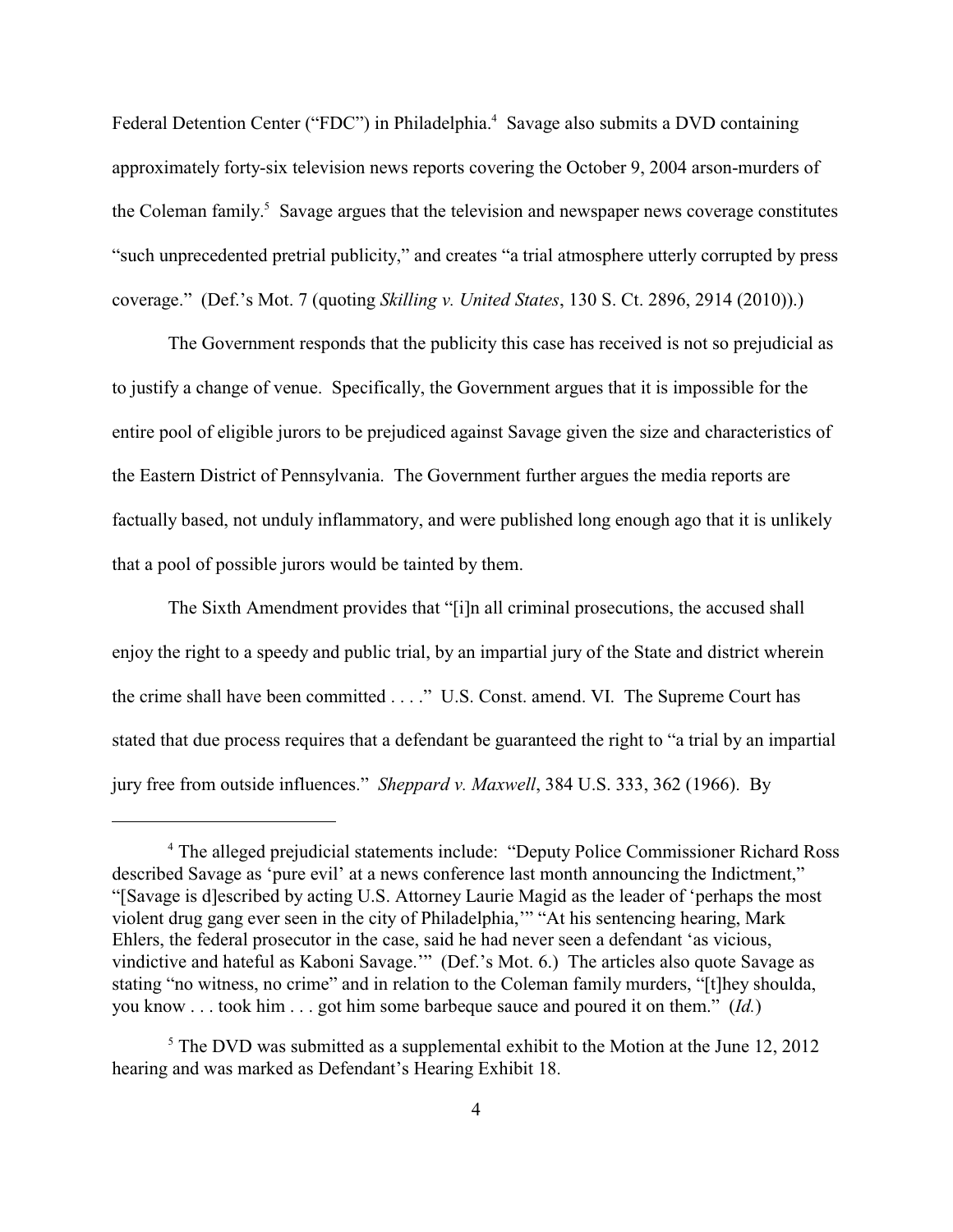Federal Detention Center ("FDC") in Philadelphia.[4] Savage also submits a DVD containing approximately forty-six television news reports covering the October 9, 2004 arson-murders of the Coleman family.[5] Savage argues that the television and newspaper news coverage constitutes "such unprecedented pretrial publicity," and creates "a trial atmosphere utterly corrupted by press coverage." (Def.'s Mot. 7 (quoting *Skilling v. United States*, 130 S. Ct. 2896, 2914 (2010)).)

The Government responds that the publicity this case has received is not so prejudicial as to justify a change of venue. Specifically, the Government argues that it is impossible for the entire pool of eligible jurors to be prejudiced against Savage given the size and characteristics of the Eastern District of Pennsylvania. The Government further argues the media reports are factually based, not unduly inflammatory, and were published long enough ago that it is unlikely that a pool of possible jurors would be tainted by them.

The Sixth Amendment provides that "[i]n all criminal prosecutions, the accused shall enjoy the right to a speedy and public trial, by an impartial jury of the State and district wherein the crime shall have been committed . . . ." U.S. Const. amend. VI. The Supreme Court has stated that due process requires that a defendant be guaranteed the right to "a trial by an impartial jury free from outside influences." *Sheppard v. Maxwell*, 384 U.S. 333, 362 (1966). By

---

[4] The alleged prejudicial statements include: "Deputy Police Commissioner Richard Ross described Savage as 'pure evil' at a news conference last month announcing the Indictment," "[Savage is d]escribed by acting U.S. Attorney Laurie Magid as the leader of 'perhaps the most violent drug gang ever seen in the city of Philadelphia,'" "At his sentencing hearing, Mark Ehlers, the federal prosecutor in the case, said he had never seen a defendant 'as vicious, vindictive and hateful as Kaboni Savage.'" (Def.'s Mot. 6.) The articles also quote Savage as stating "no witness, no crime" and in relation to the Coleman family murders, "[t]hey shoulda, you know . . . took him . . . got him some barbeque sauce and poured it on them." (*Id.*)

[5] The DVD was submitted as a supplemental exhibit to the Motion at the June 12, 2012 hearing and was marked as Defendant's Hearing Exhibit 18.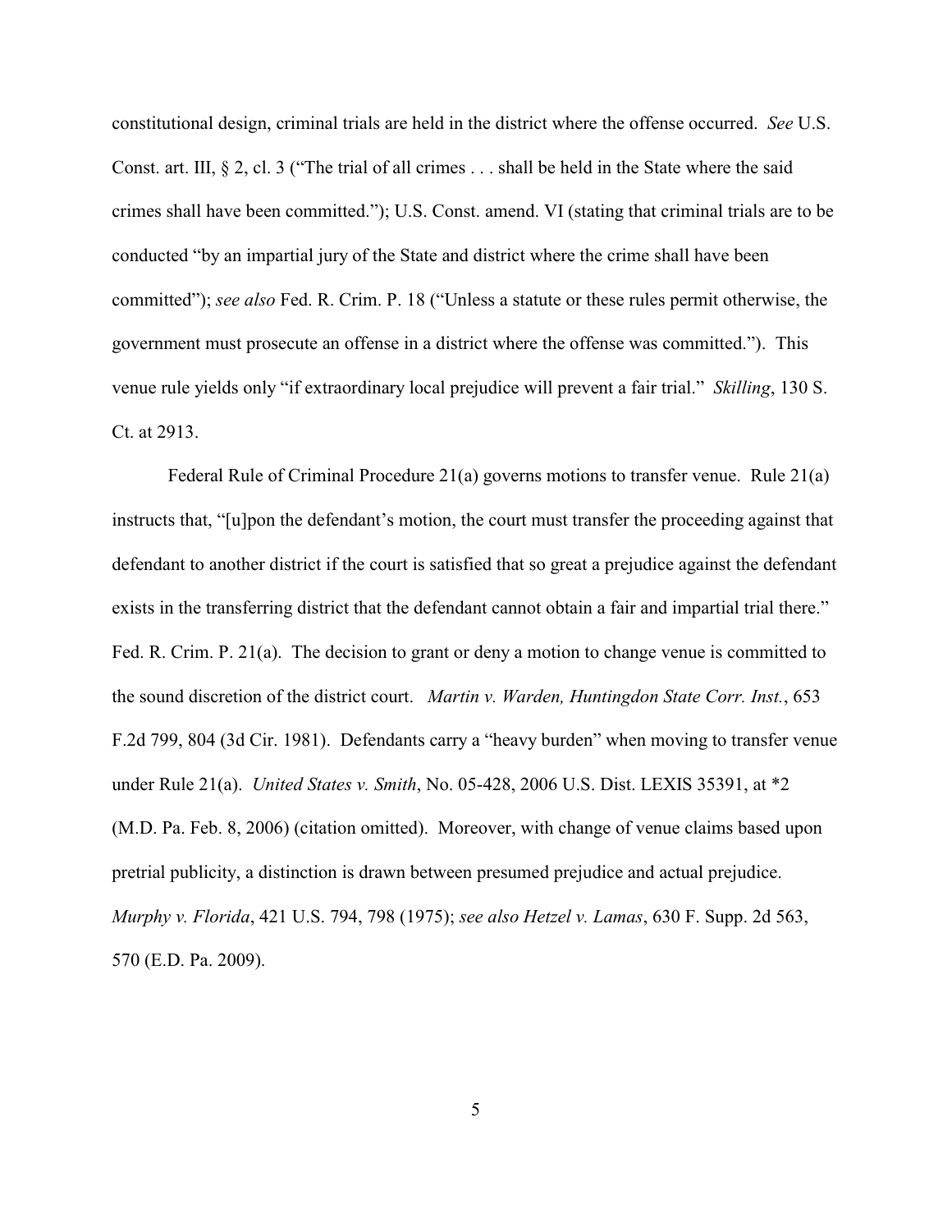constitutional design, criminal trials are held in the district where the offense occurred. *See* U.S. Const. art. III, § 2, cl. 3 ("The trial of all crimes . . . shall be held in the State where the said crimes shall have been committed."); U.S. Const. amend. VI (stating that criminal trials are to be conducted "by an impartial jury of the State and district where the crime shall have been committed"); *see also* Fed. R. Crim. P. 18 ("Unless a statute or these rules permit otherwise, the government must prosecute an offense in a district where the offense was committed."). This venue rule yields only "if extraordinary local prejudice will prevent a fair trial." *Skilling*, 130 S. Ct. at 2913.

Federal Rule of Criminal Procedure 21(a) governs motions to transfer venue. Rule 21(a) instructs that, "[u]pon the defendant's motion, the court must transfer the proceeding against that defendant to another district if the court is satisfied that so great a prejudice against the defendant exists in the transferring district that the defendant cannot obtain a fair and impartial trial there." Fed. R. Crim. P. 21(a). The decision to grant or deny a motion to change venue is committed to the sound discretion of the district court. *Martin v. Warden, Huntingdon State Corr. Inst.*, 653 F.2d 799, 804 (3d Cir. 1981). Defendants carry a "heavy burden" when moving to transfer venue under Rule 21(a). *United States v. Smith*, No. 05-428, 2006 U.S. Dist. LEXIS 35391, at *2 (M.D. Pa. Feb. 8, 2006) (citation omitted). Moreover, with change of venue claims based upon pretrial publicity, a distinction is drawn between presumed prejudice and actual prejudice. *Murphy v. Florida*, 421 U.S. 794, 798 (1975); *see also Hetzel v. Lamas*, 630 F. Supp. 2d 563, 570 (E.D. Pa. 2009).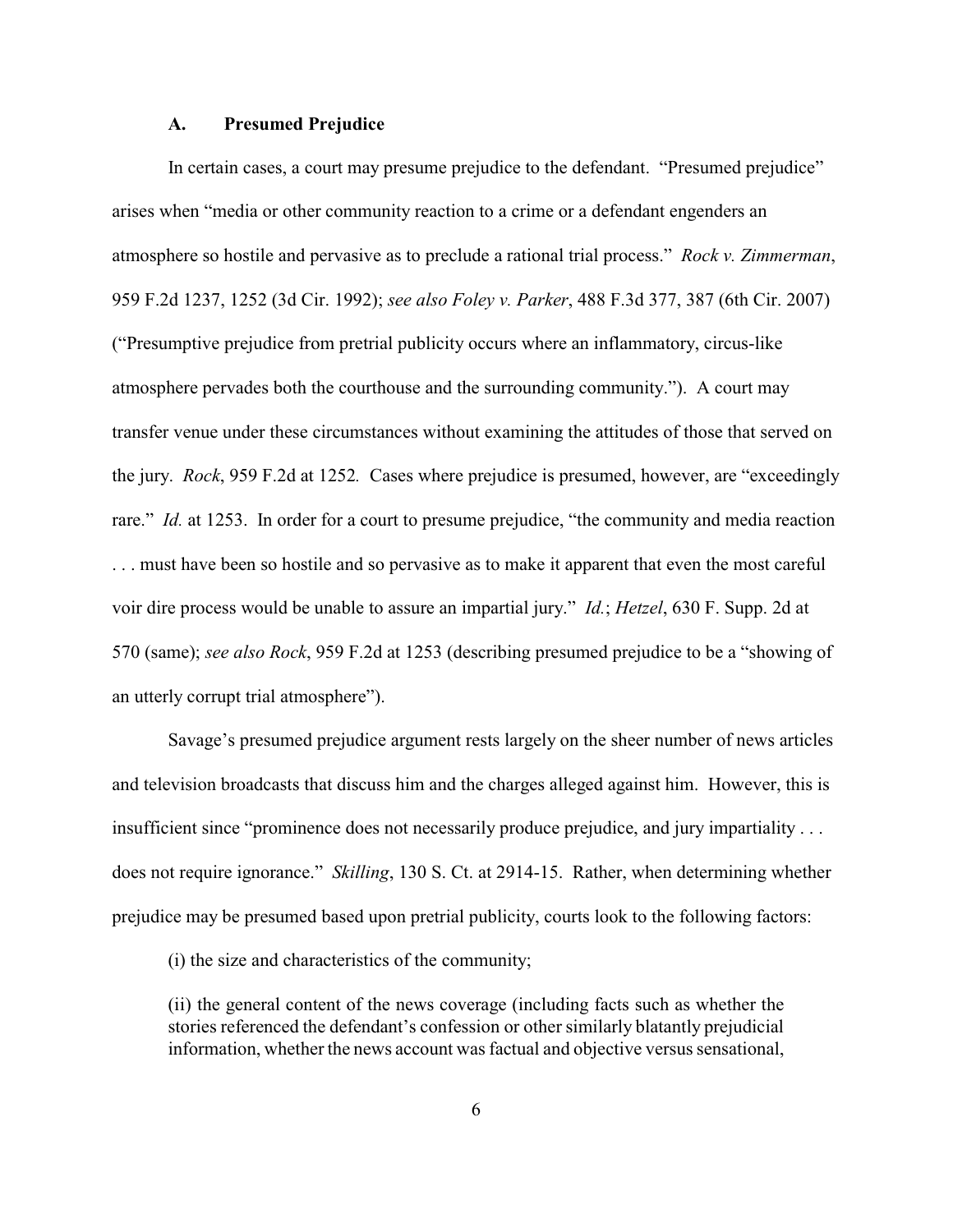### A. Presumed Prejudice

In certain cases, a court may presume prejudice to the defendant. "Presumed prejudice" arises when "media or other community reaction to a crime or a defendant engenders an atmosphere so hostile and pervasive as to preclude a rational trial process." *Rock v. Zimmerman*, 959 F.2d 1237, 1252 (3d Cir. 1992); *see also Foley v. Parker*, 488 F.3d 377, 387 (6th Cir. 2007) ("Presumptive prejudice from pretrial publicity occurs where an inflammatory, circus-like atmosphere pervades both the courthouse and the surrounding community."). A court may transfer venue under these circumstances without examining the attitudes of those that served on the jury. *Rock*, 959 F.2d at 1252*.* Cases where prejudice is presumed, however, are "exceedingly rare." *Id.* at 1253. In order for a court to presume prejudice, "the community and media reaction . . . must have been so hostile and so pervasive as to make it apparent that even the most careful voir dire process would be unable to assure an impartial jury." *Id.*; *Hetzel*, 630 F. Supp. 2d at 570 (same); *see also Rock*, 959 F.2d at 1253 (describing presumed prejudice to be a "showing of an utterly corrupt trial atmosphere").

Savage's presumed prejudice argument rests largely on the sheer number of news articles and television broadcasts that discuss him and the charges alleged against him. However, this is insufficient since "prominence does not necessarily produce prejudice, and jury impartiality . . . does not require ignorance." *Skilling*, 130 S. Ct. at 2914-15. Rather, when determining whether prejudice may be presumed based upon pretrial publicity, courts look to the following factors:

> (i) the size and characteristics of the community;
>
> (ii) the general content of the news coverage (including facts such as whether the stories referenced the defendant's confession or other similarly blatantly prejudicial information, whether the news account was factual and objective versus sensational,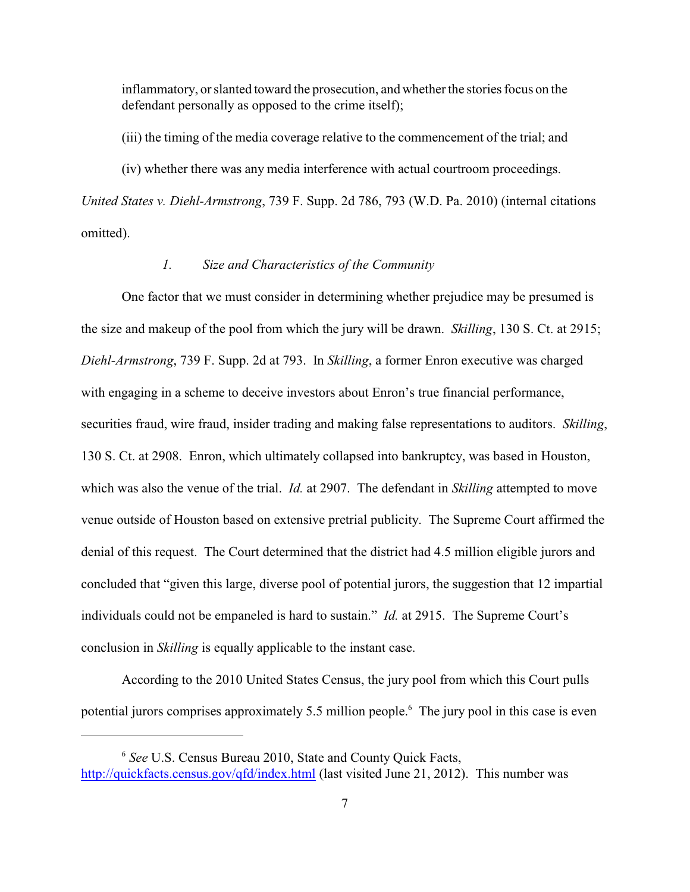inflammatory, or slanted toward the prosecution, and whether the stories focus on the defendant personally as opposed to the crime itself);

(iii) the timing of the media coverage relative to the commencement of the trial; and

(iv) whether there was any media interference with actual courtroom proceedings.

*United States v. Diehl-Armstrong*, 739 F. Supp. 2d 786, 793 (W.D. Pa. 2010) (internal citations omitted).

### *1. Size and Characteristics of the Community*

One factor that we must consider in determining whether prejudice may be presumed is the size and makeup of the pool from which the jury will be drawn. *Skilling*, 130 S. Ct. at 2915; *Diehl-Armstrong*, 739 F. Supp. 2d at 793. In *Skilling*, a former Enron executive was charged with engaging in a scheme to deceive investors about Enron's true financial performance, securities fraud, wire fraud, insider trading and making false representations to auditors. *Skilling*, 130 S. Ct. at 2908. Enron, which ultimately collapsed into bankruptcy, was based in Houston, which was also the venue of the trial. *Id.* at 2907. The defendant in *Skilling* attempted to move venue outside of Houston based on extensive pretrial publicity. The Supreme Court affirmed the denial of this request. The Court determined that the district had 4.5 million eligible jurors and concluded that "given this large, diverse pool of potential jurors, the suggestion that 12 impartial individuals could not be empaneled is hard to sustain." *Id.* at 2915. The Supreme Court's conclusion in *Skilling* is equally applicable to the instant case.

According to the 2010 United States Census, the jury pool from which this Court pulls potential jurors comprises approximately 5.5 million people.[6] The jury pool in this case is even

[6] *See* U.S. Census Bureau 2010, State and County Quick Facts, http://quickfacts.census.gov/qfd/index.html (last visited June 21, 2012). This number was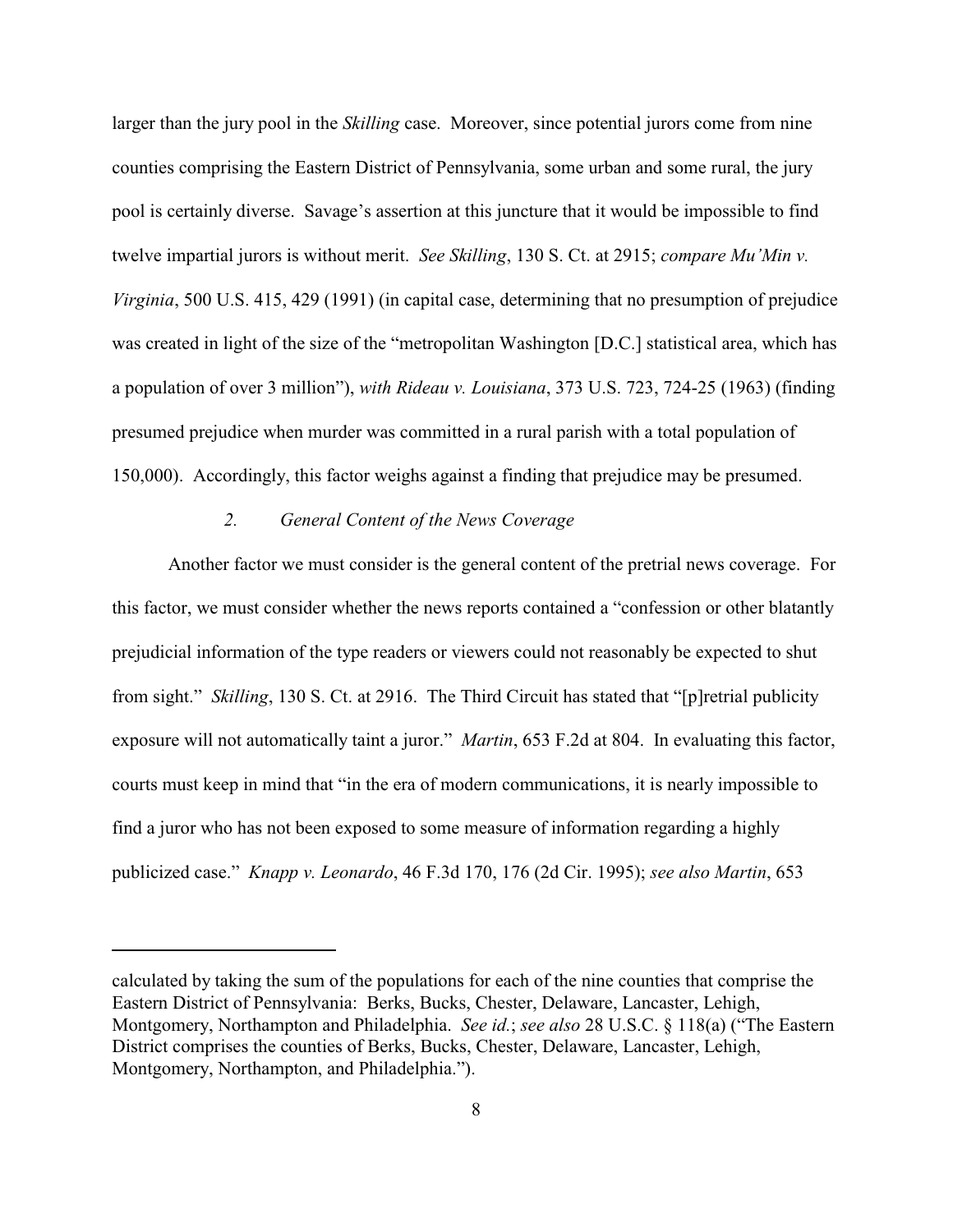larger than the jury pool in the *Skilling* case. Moreover, since potential jurors come from nine counties comprising the Eastern District of Pennsylvania, some urban and some rural, the jury pool is certainly diverse. Savage's assertion at this juncture that it would be impossible to find twelve impartial jurors is without merit. *See Skilling*, 130 S. Ct. at 2915; *compare Mu'Min v. Virginia*, 500 U.S. 415, 429 (1991) (in capital case, determining that no presumption of prejudice was created in light of the size of the "metropolitan Washington [D.C.] statistical area, which has a population of over 3 million"), *with Rideau v. Louisiana*, 373 U.S. 723, 724-25 (1963) (finding presumed prejudice when murder was committed in a rural parish with a total population of 150,000). Accordingly, this factor weighs against a finding that prejudice may be presumed.

### *2. General Content of the News Coverage*

Another factor we must consider is the general content of the pretrial news coverage. For this factor, we must consider whether the news reports contained a "confession or other blatantly prejudicial information of the type readers or viewers could not reasonably be expected to shut from sight." *Skilling*, 130 S. Ct. at 2916. The Third Circuit has stated that "[p]retrial publicity exposure will not automatically taint a juror." *Martin*, 653 F.2d at 804. In evaluating this factor, courts must keep in mind that "in the era of modern communications, it is nearly impossible to find a juror who has not been exposed to some measure of information regarding a highly publicized case." *Knapp v. Leonardo*, 46 F.3d 170, 176 (2d Cir. 1995); *see also Martin*, 653

---

calculated by taking the sum of the populations for each of the nine counties that comprise the Eastern District of Pennsylvania: Berks, Bucks, Chester, Delaware, Lancaster, Lehigh, Montgomery, Northampton and Philadelphia. *See id.*; *see also* 28 U.S.C. § 118(a) ("The Eastern District comprises the counties of Berks, Bucks, Chester, Delaware, Lancaster, Lehigh, Montgomery, Northampton, and Philadelphia.").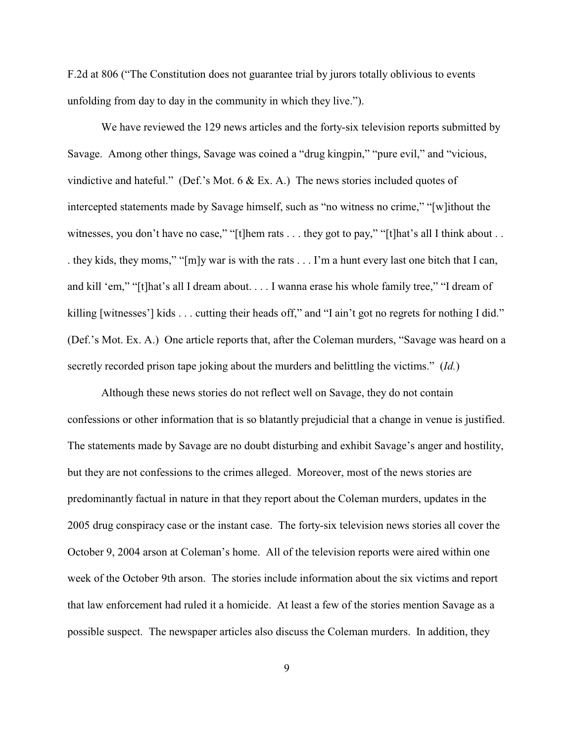F.2d at 806 ("The Constitution does not guarantee trial by jurors totally oblivious to events unfolding from day to day in the community in which they live.").

We have reviewed the 129 news articles and the forty-six television reports submitted by Savage. Among other things, Savage was coined a "drug kingpin," "pure evil," and "vicious, vindictive and hateful." (Def.'s Mot. 6 & Ex. A.) The news stories included quotes of intercepted statements made by Savage himself, such as "no witness no crime," "[w]ithout the witnesses, you don't have no case," "[t]hem rats . . . they got to pay," "[t]hat's all I think about . . . they kids, they moms," "[m]y war is with the rats . . . I'm a hunt every last one bitch that I can, and kill 'em," "[t]hat's all I dream about. . . . I wanna erase his whole family tree," "I dream of killing [witnesses'] kids . . . cutting their heads off," and "I ain't got no regrets for nothing I did." (Def.'s Mot. Ex. A.) One article reports that, after the Coleman murders, "Savage was heard on a secretly recorded prison tape joking about the murders and belittling the victims." (*Id.*)

Although these news stories do not reflect well on Savage, they do not contain confessions or other information that is so blatantly prejudicial that a change in venue is justified. The statements made by Savage are no doubt disturbing and exhibit Savage's anger and hostility, but they are not confessions to the crimes alleged. Moreover, most of the news stories are predominantly factual in nature in that they report about the Coleman murders, updates in the 2005 drug conspiracy case or the instant case. The forty-six television news stories all cover the October 9, 2004 arson at Coleman's home. All of the television reports were aired within one week of the October 9th arson. The stories include information about the six victims and report that law enforcement had ruled it a homicide. At least a few of the stories mention Savage as a possible suspect. The newspaper articles also discuss the Coleman murders. In addition, they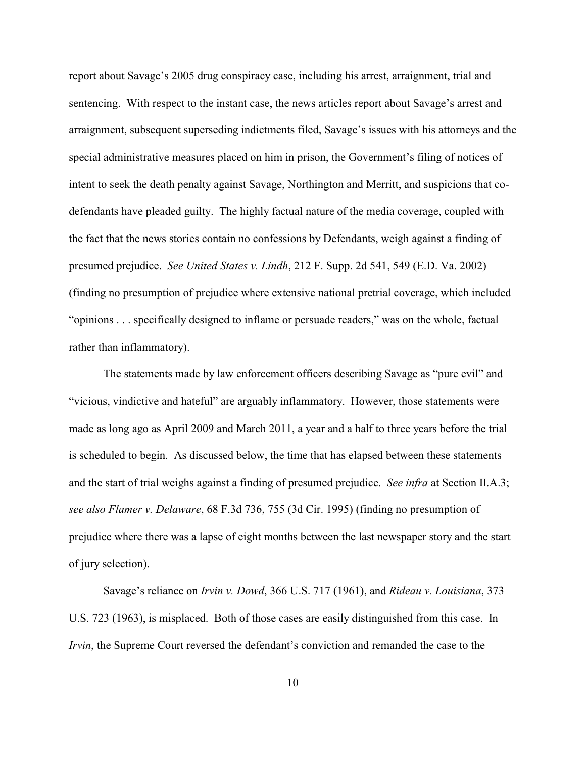report about Savage's 2005 drug conspiracy case, including his arrest, arraignment, trial and sentencing. With respect to the instant case, the news articles report about Savage's arrest and arraignment, subsequent superseding indictments filed, Savage's issues with his attorneys and the special administrative measures placed on him in prison, the Government's filing of notices of intent to seek the death penalty against Savage, Northington and Merritt, and suspicions that co-defendants have pleaded guilty. The highly factual nature of the media coverage, coupled with the fact that the news stories contain no confessions by Defendants, weigh against a finding of presumed prejudice. *See United States v. Lindh*, 212 F. Supp. 2d 541, 549 (E.D. Va. 2002) (finding no presumption of prejudice where extensive national pretrial coverage, which included "opinions . . . specifically designed to inflame or persuade readers," was on the whole, factual rather than inflammatory).

The statements made by law enforcement officers describing Savage as "pure evil" and "vicious, vindictive and hateful" are arguably inflammatory. However, those statements were made as long ago as April 2009 and March 2011, a year and a half to three years before the trial is scheduled to begin. As discussed below, the time that has elapsed between these statements and the start of trial weighs against a finding of presumed prejudice. *See infra* at Section II.A.3; *see also Flamer v. Delaware*, 68 F.3d 736, 755 (3d Cir. 1995) (finding no presumption of prejudice where there was a lapse of eight months between the last newspaper story and the start of jury selection).

Savage's reliance on *Irvin v. Dowd*, 366 U.S. 717 (1961), and *Rideau v. Louisiana*, 373 U.S. 723 (1963), is misplaced. Both of those cases are easily distinguished from this case. In *Irvin*, the Supreme Court reversed the defendant's conviction and remanded the case to the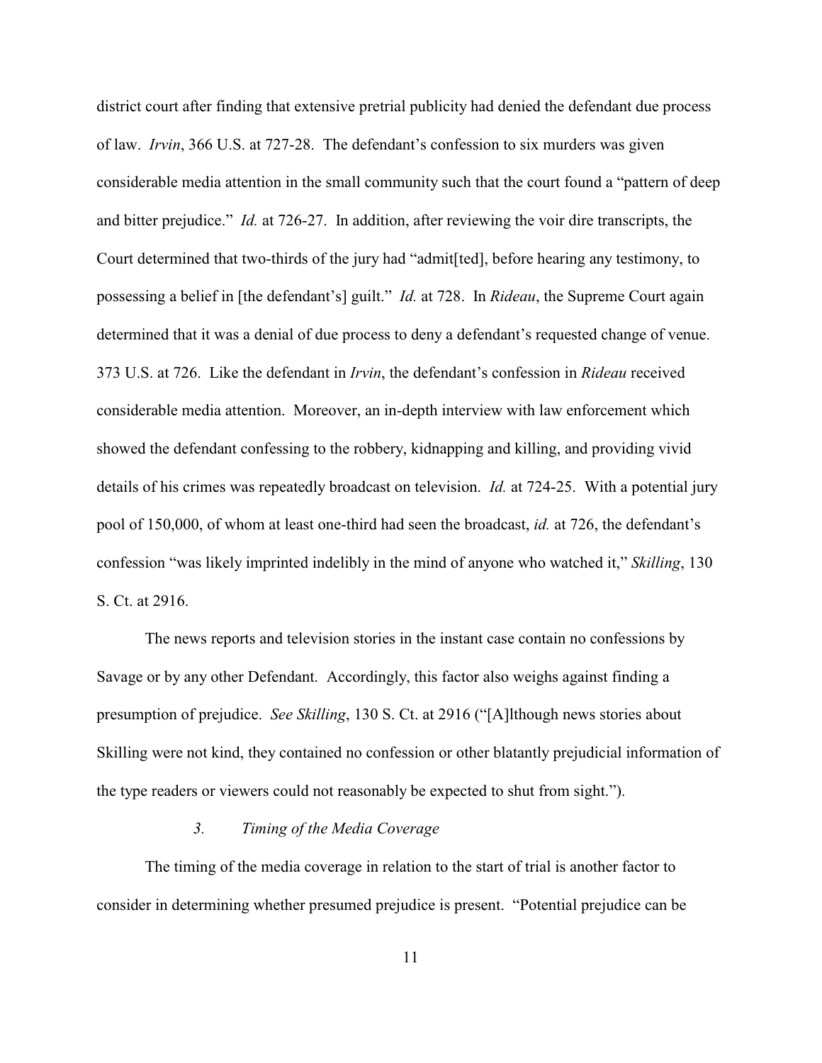district court after finding that extensive pretrial publicity had denied the defendant due process of law. *Irvin*, 366 U.S. at 727-28. The defendant's confession to six murders was given considerable media attention in the small community such that the court found a "pattern of deep and bitter prejudice." *Id.* at 726-27. In addition, after reviewing the voir dire transcripts, the Court determined that two-thirds of the jury had "admit[ted], before hearing any testimony, to possessing a belief in [the defendant's] guilt." *Id.* at 728. In *Rideau*, the Supreme Court again determined that it was a denial of due process to deny a defendant's requested change of venue. 373 U.S. at 726. Like the defendant in *Irvin*, the defendant's confession in *Rideau* received considerable media attention. Moreover, an in-depth interview with law enforcement which showed the defendant confessing to the robbery, kidnapping and killing, and providing vivid details of his crimes was repeatedly broadcast on television. *Id.* at 724-25. With a potential jury pool of 150,000, of whom at least one-third had seen the broadcast, *id.* at 726, the defendant's confession "was likely imprinted indelibly in the mind of anyone who watched it," *Skilling*, 130 S. Ct. at 2916.

The news reports and television stories in the instant case contain no confessions by Savage or by any other Defendant. Accordingly, this factor also weighs against finding a presumption of prejudice. *See Skilling*, 130 S. Ct. at 2916 ("[A]lthough news stories about Skilling were not kind, they contained no confession or other blatantly prejudicial information of the type readers or viewers could not reasonably be expected to shut from sight.").

### *3. Timing of the Media Coverage*

The timing of the media coverage in relation to the start of trial is another factor to consider in determining whether presumed prejudice is present. "Potential prejudice can be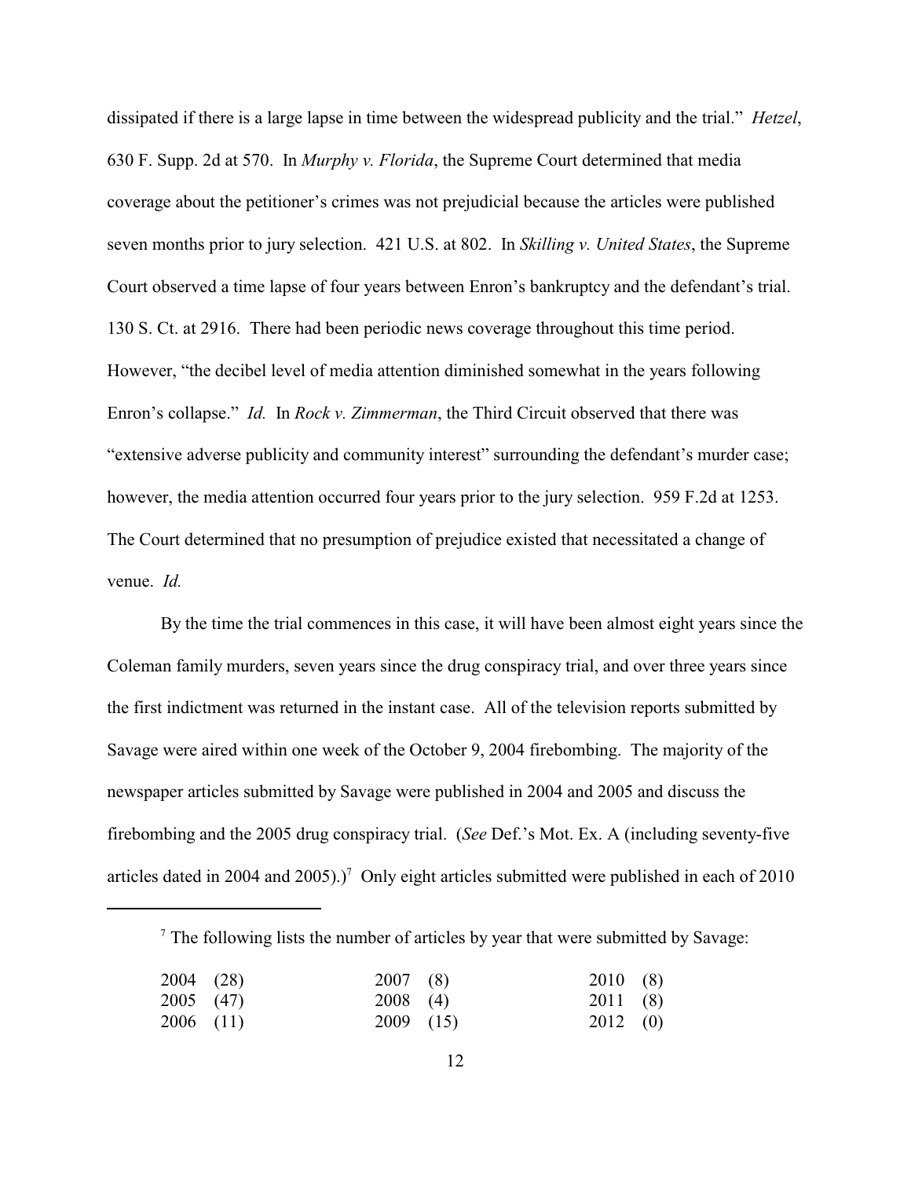dissipated if there is a large lapse in time between the widespread publicity and the trial." *Hetzel*, 630 F. Supp. 2d at 570. In *Murphy v. Florida*, the Supreme Court determined that media coverage about the petitioner's crimes was not prejudicial because the articles were published seven months prior to jury selection. 421 U.S. at 802. In *Skilling v. United States*, the Supreme Court observed a time lapse of four years between Enron's bankruptcy and the defendant's trial. 130 S. Ct. at 2916. There had been periodic news coverage throughout this time period. However, "the decibel level of media attention diminished somewhat in the years following Enron's collapse." *Id.* In *Rock v. Zimmerman*, the Third Circuit observed that there was "extensive adverse publicity and community interest" surrounding the defendant's murder case; however, the media attention occurred four years prior to the jury selection. 959 F.2d at 1253. The Court determined that no presumption of prejudice existed that necessitated a change of venue. *Id.*

By the time the trial commences in this case, it will have been almost eight years since the Coleman family murders, seven years since the drug conspiracy trial, and over three years since the first indictment was returned in the instant case. All of the television reports submitted by Savage were aired within one week of the October 9, 2004 firebombing. The majority of the newspaper articles submitted by Savage were published in 2004 and 2005 and discuss the firebombing and the 2005 drug conspiracy trial. (*See* Def.'s Mot. Ex. A (including seventy-five articles dated in 2004 and 2005).)[7] Only eight articles submitted were published in each of 2010

---

[7] The following lists the number of articles by year that were submitted by Savage:

| | | |
|---|---|---|
| 2004 (28) | 2007 (8) | 2010 (8) |
| 2005 (47) | 2008 (4) | 2011 (8) |
| 2006 (11) | 2009 (15) | 2012 (0) |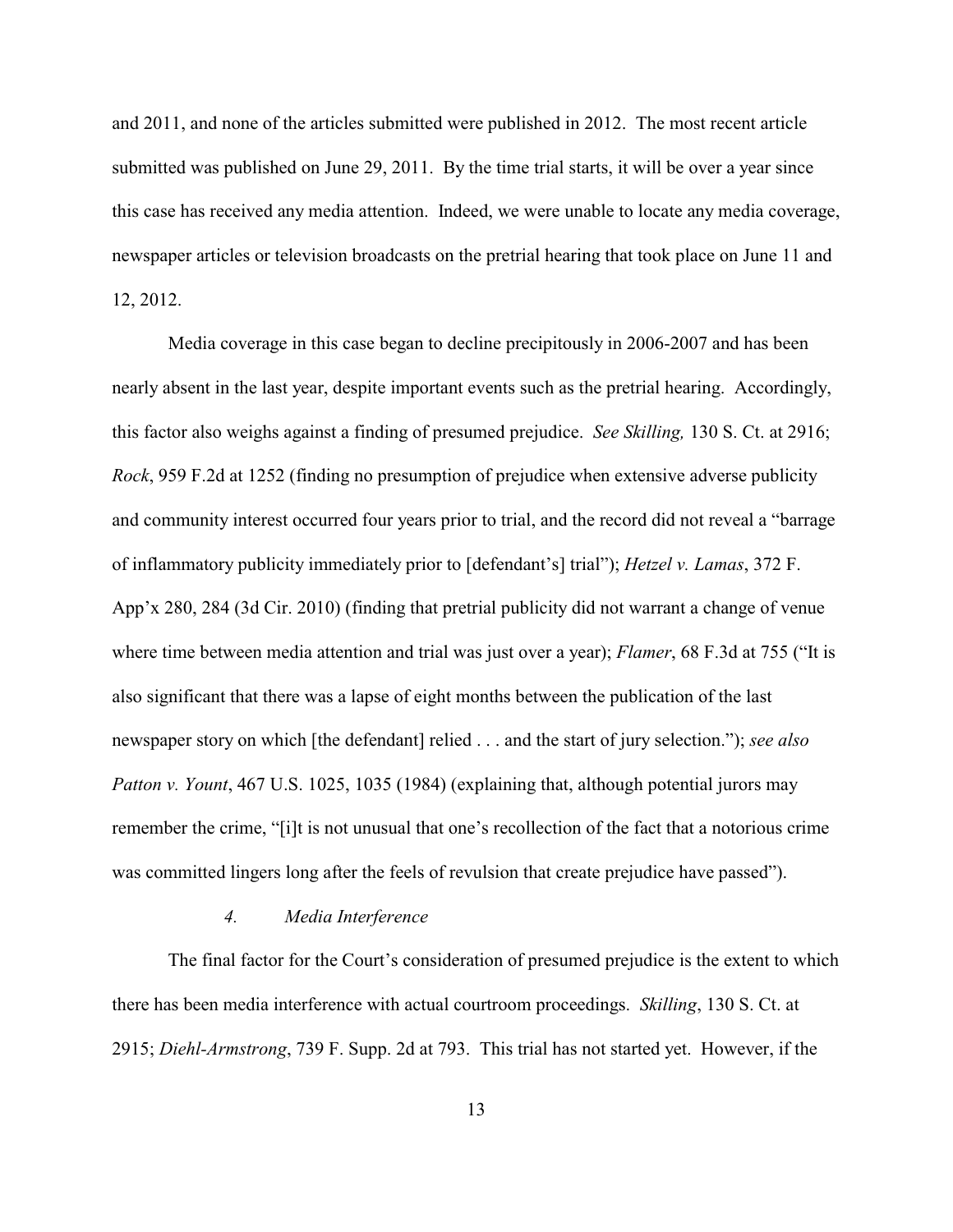and 2011, and none of the articles submitted were published in 2012. The most recent article submitted was published on June 29, 2011. By the time trial starts, it will be over a year since this case has received any media attention. Indeed, we were unable to locate any media coverage, newspaper articles or television broadcasts on the pretrial hearing that took place on June 11 and 12, 2012.

Media coverage in this case began to decline precipitously in 2006-2007 and has been nearly absent in the last year, despite important events such as the pretrial hearing. Accordingly, this factor also weighs against a finding of presumed prejudice. *See Skilling,* 130 S. Ct. at 2916; *Rock*, 959 F.2d at 1252 (finding no presumption of prejudice when extensive adverse publicity and community interest occurred four years prior to trial, and the record did not reveal a "barrage of inflammatory publicity immediately prior to [defendant's] trial"); *Hetzel v. Lamas*, 372 F. App'x 280, 284 (3d Cir. 2010) (finding that pretrial publicity did not warrant a change of venue where time between media attention and trial was just over a year); *Flamer*, 68 F.3d at 755 ("It is also significant that there was a lapse of eight months between the publication of the last newspaper story on which [the defendant] relied . . . and the start of jury selection."); *see also Patton v. Yount*, 467 U.S. 1025, 1035 (1984) (explaining that, although potential jurors may remember the crime, "[i]t is not unusual that one's recollection of the fact that a notorious crime was committed lingers long after the feels of revulsion that create prejudice have passed").

#### *4. Media Interference*

The final factor for the Court's consideration of presumed prejudice is the extent to which there has been media interference with actual courtroom proceedings. *Skilling*, 130 S. Ct. at 2915; *Diehl-Armstrong*, 739 F. Supp. 2d at 793. This trial has not started yet. However, if the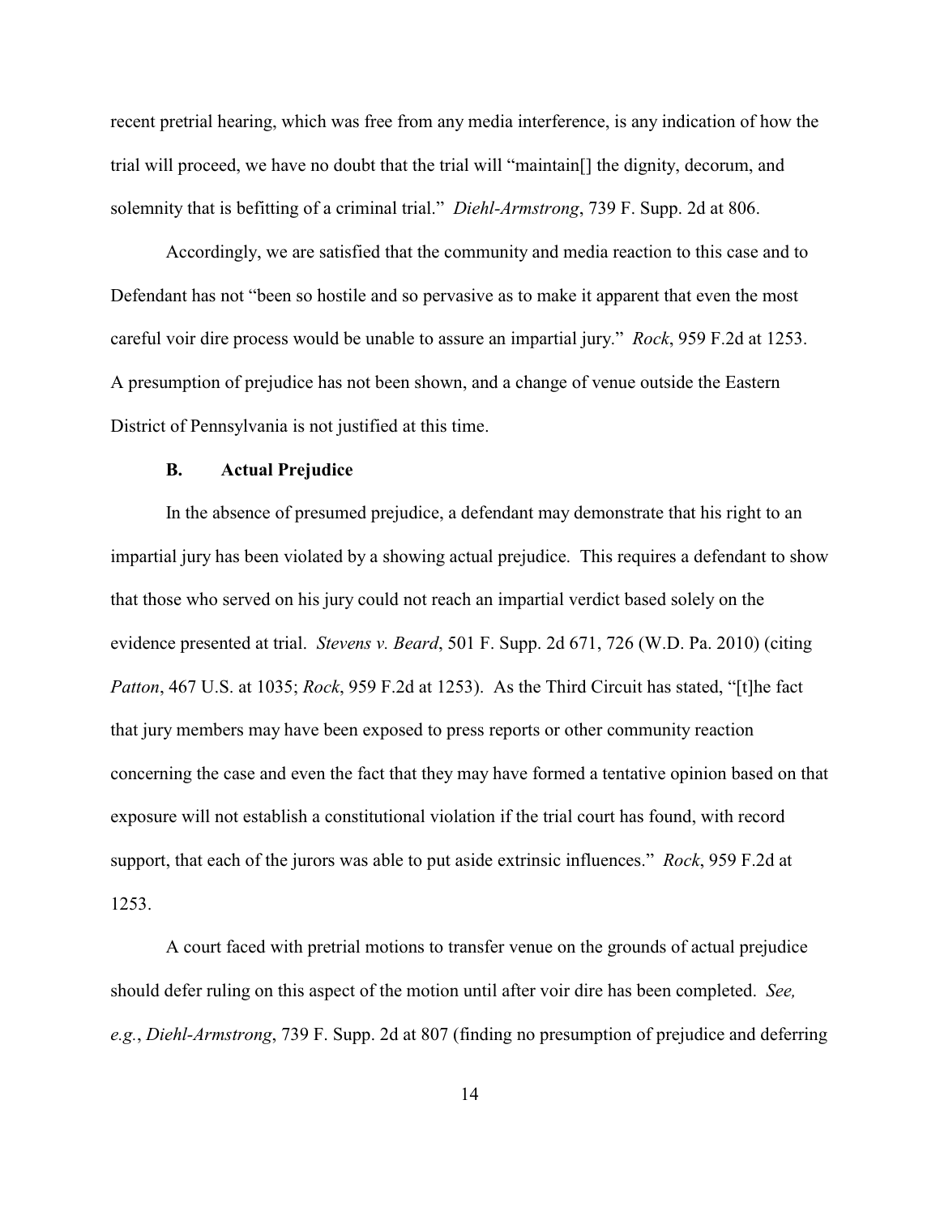recent pretrial hearing, which was free from any media interference, is any indication of how the trial will proceed, we have no doubt that the trial will "maintain[] the dignity, decorum, and solemnity that is befitting of a criminal trial." *Diehl-Armstrong*, 739 F. Supp. 2d at 806.

Accordingly, we are satisfied that the community and media reaction to this case and to Defendant has not "been so hostile and so pervasive as to make it apparent that even the most careful voir dire process would be unable to assure an impartial jury." *Rock*, 959 F.2d at 1253. A presumption of prejudice has not been shown, and a change of venue outside the Eastern District of Pennsylvania is not justified at this time.

### B. Actual Prejudice

In the absence of presumed prejudice, a defendant may demonstrate that his right to an impartial jury has been violated by a showing actual prejudice. This requires a defendant to show that those who served on his jury could not reach an impartial verdict based solely on the evidence presented at trial. *Stevens v. Beard*, 501 F. Supp. 2d 671, 726 (W.D. Pa. 2010) (citing *Patton*, 467 U.S. at 1035; *Rock*, 959 F.2d at 1253). As the Third Circuit has stated, "[t]he fact that jury members may have been exposed to press reports or other community reaction concerning the case and even the fact that they may have formed a tentative opinion based on that exposure will not establish a constitutional violation if the trial court has found, with record support, that each of the jurors was able to put aside extrinsic influences." *Rock*, 959 F.2d at 1253.

A court faced with pretrial motions to transfer venue on the grounds of actual prejudice should defer ruling on this aspect of the motion until after voir dire has been completed. *See, e.g.*, *Diehl-Armstrong*, 739 F. Supp. 2d at 807 (finding no presumption of prejudice and deferring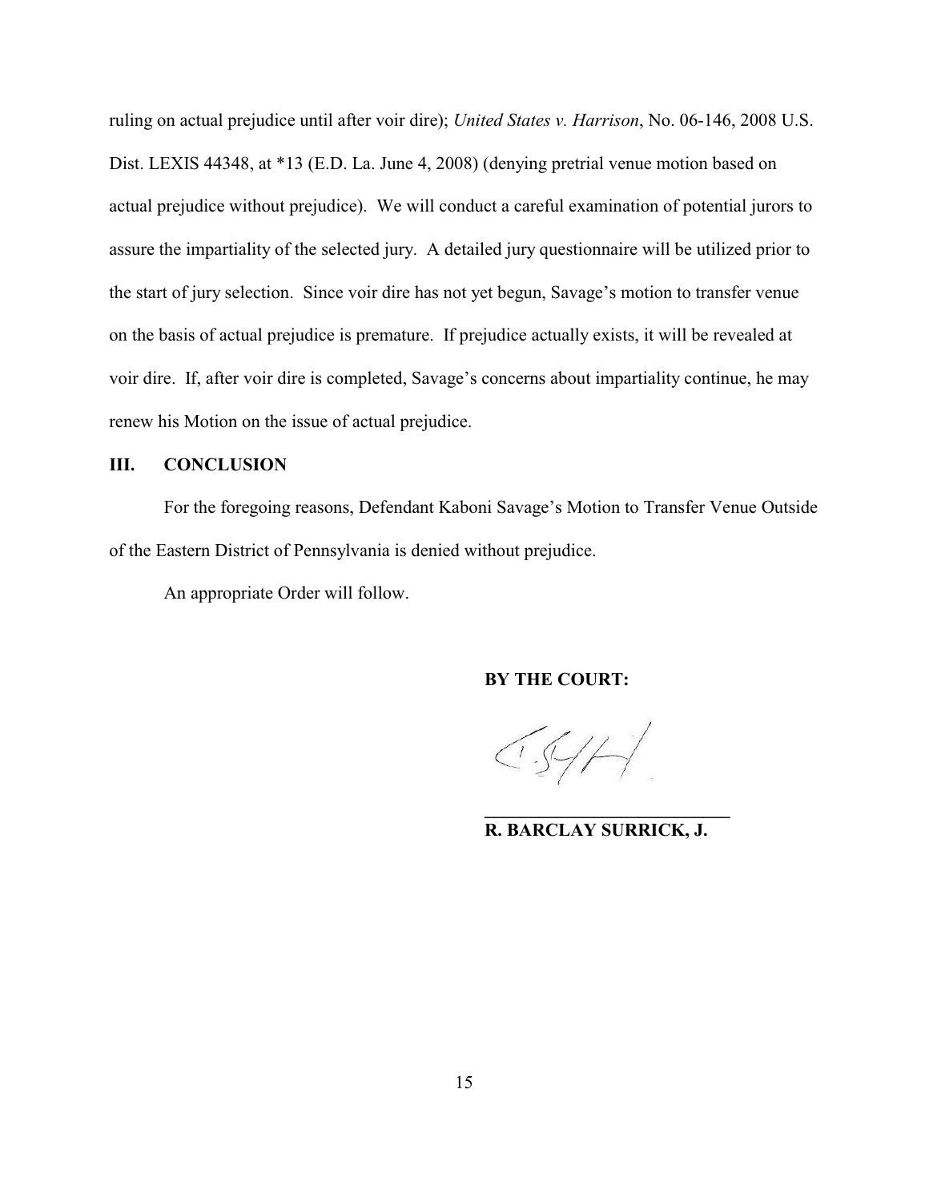ruling on actual prejudice until after voir dire); *United States v. Harrison*, No. 06-146, 2008 U.S. Dist. LEXIS 44348, at *13 (E.D. La. June 4, 2008) (denying pretrial venue motion based on actual prejudice without prejudice). We will conduct a careful examination of potential jurors to assure the impartiality of the selected jury. A detailed jury questionnaire will be utilized prior to the start of jury selection. Since voir dire has not yet begun, Savage's motion to transfer venue on the basis of actual prejudice is premature. If prejudice actually exists, it will be revealed at voir dire. If, after voir dire is completed, Savage's concerns about impartiality continue, he may renew his Motion on the issue of actual prejudice.

## III. CONCLUSION

For the foregoing reasons, Defendant Kaboni Savage's Motion to Transfer Venue Outside of the Eastern District of Pennsylvania is denied without prejudice.

An appropriate Order will follow.

**BY THE COURT:**

**R. BARCLAY SURRICK, J.**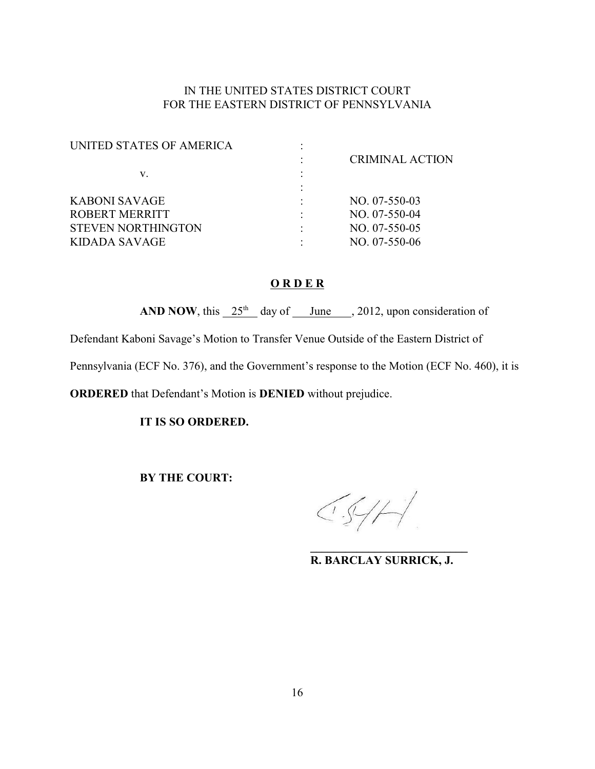IN THE UNITED STATES DISTRICT COURT
FOR THE EASTERN DISTRICT OF PENNSYLVANIA

| | | |
|---|---|---|
| UNITED STATES OF AMERICA | : | |
| | : | CRIMINAL ACTION |
| v. | : | |
| | : | |
| KABONI SAVAGE | : | NO. 07-550-03 |
| ROBERT MERRITT | : | NO. 07-550-04 |
| STEVEN NORTHINGTON | : | NO. 07-550-05 |
| KIDADA SAVAGE | : | NO. 07-550-06 |

**O R D E R**

**AND NOW**, this 25th day of June, 2012, upon consideration of Defendant Kaboni Savage's Motion to Transfer Venue Outside of the Eastern District of Pennsylvania (ECF No. 376), and the Government's response to the Motion (ECF No. 460), it is **ORDERED** that Defendant's Motion is **DENIED** without prejudice.

**IT IS SO ORDERED.**

**BY THE COURT:**

**R. BARCLAY SURRICK, J.**